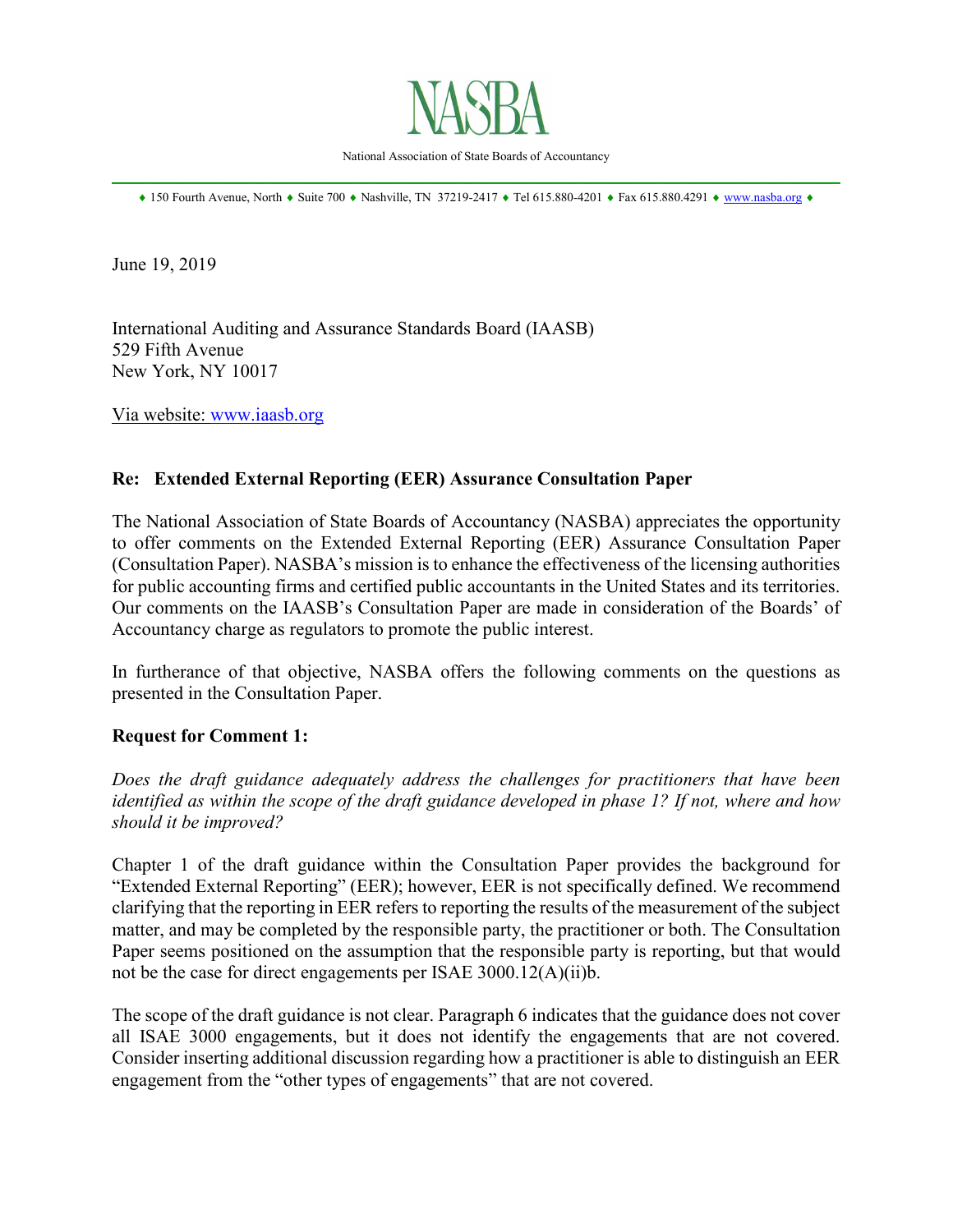NASBA

National Association of State Boards of Accountancy

♦ 150 Fourth Avenue, North ♦ Suite 700 ♦ Nashville, TN 37219-2417 ♦ Tel 615.880-4201 ♦ Fax 615.880.4291 ♦ www.nasba.org ♦

June 19, 2019

International Auditing and Assurance Standards Board (IAASB)
529 Fifth Avenue
New York, NY 10017

Via website: www.iaasb.org

**Re: Extended External Reporting (EER) Assurance Consultation Paper**

The National Association of State Boards of Accountancy (NASBA) appreciates the opportunity to offer comments on the Extended External Reporting (EER) Assurance Consultation Paper (Consultation Paper). NASBA's mission is to enhance the effectiveness of the licensing authorities for public accounting firms and certified public accountants in the United States and its territories. Our comments on the IAASB's Consultation Paper are made in consideration of the Boards' of Accountancy charge as regulators to promote the public interest.

In furtherance of that objective, NASBA offers the following comments on the questions as presented in the Consultation Paper.

**Request for Comment 1:**

*Does the draft guidance adequately address the challenges for practitioners that have been identified as within the scope of the draft guidance developed in phase 1? If not, where and how should it be improved?*

Chapter 1 of the draft guidance within the Consultation Paper provides the background for "Extended External Reporting" (EER); however, EER is not specifically defined. We recommend clarifying that the reporting in EER refers to reporting the results of the measurement of the subject matter, and may be completed by the responsible party, the practitioner or both. The Consultation Paper seems positioned on the assumption that the responsible party is reporting, but that would not be the case for direct engagements per ISAE 3000.12(A)(ii)b.

The scope of the draft guidance is not clear. Paragraph 6 indicates that the guidance does not cover all ISAE 3000 engagements, but it does not identify the engagements that are not covered. Consider inserting additional discussion regarding how a practitioner is able to distinguish an EER engagement from the "other types of engagements" that are not covered.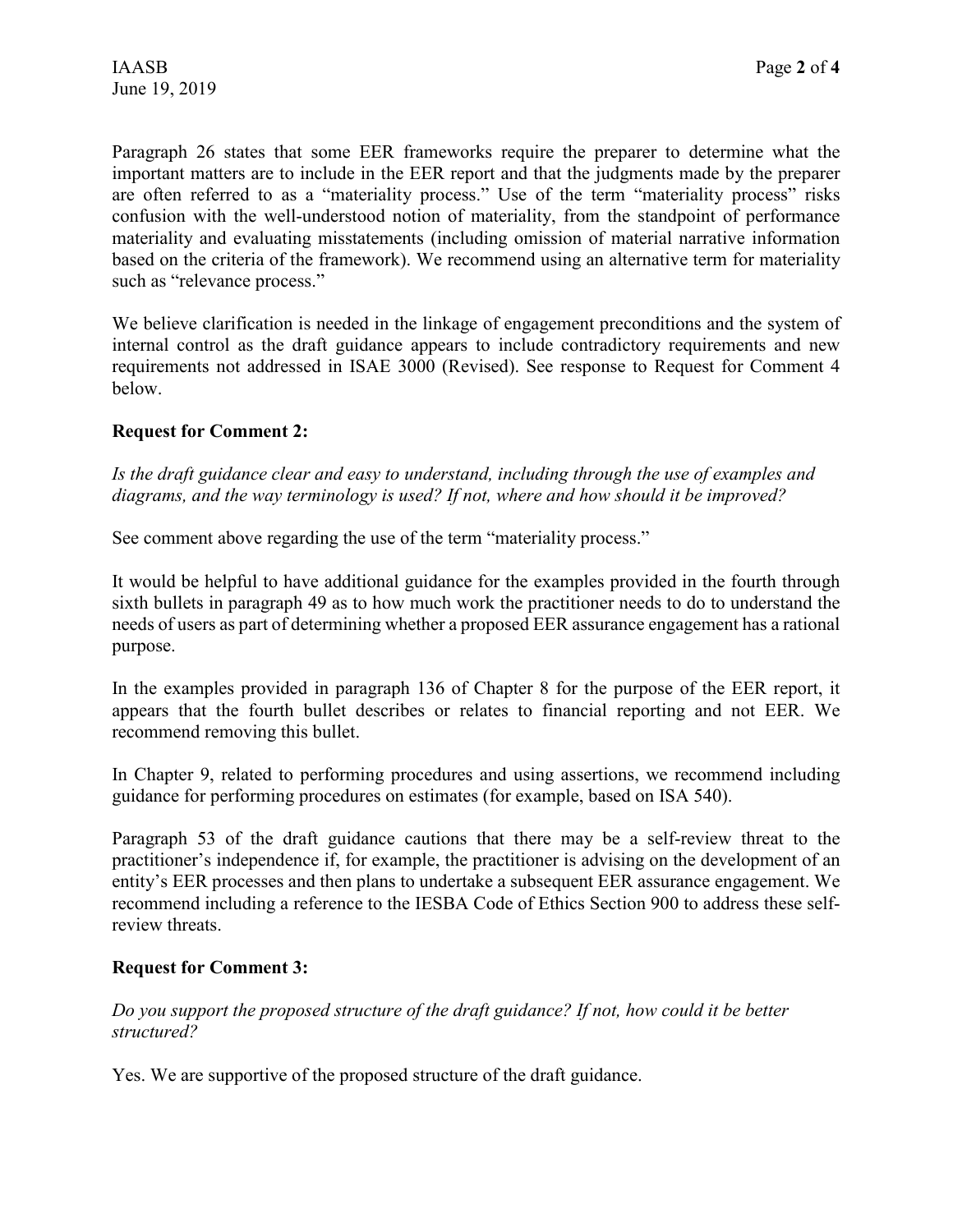Paragraph 26 states that some EER frameworks require the preparer to determine what the important matters are to include in the EER report and that the judgments made by the preparer are often referred to as a "materiality process." Use of the term "materiality process" risks confusion with the well-understood notion of materiality, from the standpoint of performance materiality and evaluating misstatements (including omission of material narrative information based on the criteria of the framework). We recommend using an alternative term for materiality such as "relevance process."

We believe clarification is needed in the linkage of engagement preconditions and the system of internal control as the draft guidance appears to include contradictory requirements and new requirements not addressed in ISAE 3000 (Revised). See response to Request for Comment 4 below.

**Request for Comment 2:**

*Is the draft guidance clear and easy to understand, including through the use of examples and diagrams, and the way terminology is used? If not, where and how should it be improved?*

See comment above regarding the use of the term "materiality process."

It would be helpful to have additional guidance for the examples provided in the fourth through sixth bullets in paragraph 49 as to how much work the practitioner needs to do to understand the needs of users as part of determining whether a proposed EER assurance engagement has a rational purpose.

In the examples provided in paragraph 136 of Chapter 8 for the purpose of the EER report, it appears that the fourth bullet describes or relates to financial reporting and not EER. We recommend removing this bullet.

In Chapter 9, related to performing procedures and using assertions, we recommend including guidance for performing procedures on estimates (for example, based on ISA 540).

Paragraph 53 of the draft guidance cautions that there may be a self-review threat to the practitioner's independence if, for example, the practitioner is advising on the development of an entity's EER processes and then plans to undertake a subsequent EER assurance engagement. We recommend including a reference to the IESBA Code of Ethics Section 900 to address these self-review threats.

**Request for Comment 3:**

*Do you support the proposed structure of the draft guidance? If not, how could it be better structured?*

Yes. We are supportive of the proposed structure of the draft guidance.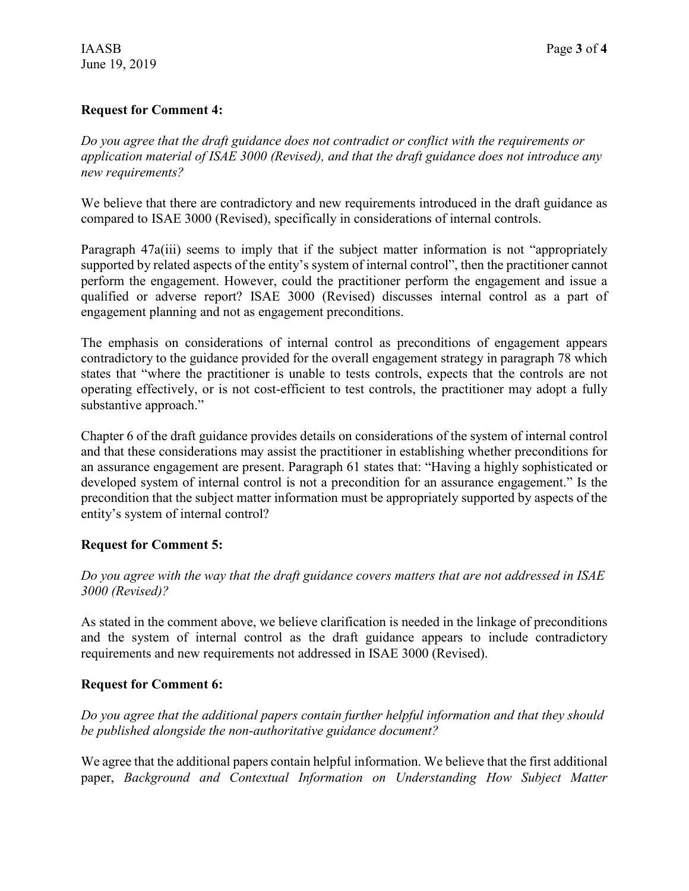**Request for Comment 4:**

*Do you agree that the draft guidance does not contradict or conflict with the requirements or application material of ISAE 3000 (Revised), and that the draft guidance does not introduce any new requirements?*

We believe that there are contradictory and new requirements introduced in the draft guidance as compared to ISAE 3000 (Revised), specifically in considerations of internal controls.

Paragraph 47a(iii) seems to imply that if the subject matter information is not "appropriately supported by related aspects of the entity's system of internal control", then the practitioner cannot perform the engagement. However, could the practitioner perform the engagement and issue a qualified or adverse report? ISAE 3000 (Revised) discusses internal control as a part of engagement planning and not as engagement preconditions.

The emphasis on considerations of internal control as preconditions of engagement appears contradictory to the guidance provided for the overall engagement strategy in paragraph 78 which states that "where the practitioner is unable to tests controls, expects that the controls are not operating effectively, or is not cost-efficient to test controls, the practitioner may adopt a fully substantive approach."

Chapter 6 of the draft guidance provides details on considerations of the system of internal control and that these considerations may assist the practitioner in establishing whether preconditions for an assurance engagement are present. Paragraph 61 states that: "Having a highly sophisticated or developed system of internal control is not a precondition for an assurance engagement." Is the precondition that the subject matter information must be appropriately supported by aspects of the entity's system of internal control?

**Request for Comment 5:**

*Do you agree with the way that the draft guidance covers matters that are not addressed in ISAE 3000 (Revised)?*

As stated in the comment above, we believe clarification is needed in the linkage of preconditions and the system of internal control as the draft guidance appears to include contradictory requirements and new requirements not addressed in ISAE 3000 (Revised).

**Request for Comment 6:**

*Do you agree that the additional papers contain further helpful information and that they should be published alongside the non-authoritative guidance document?*

We agree that the additional papers contain helpful information. We believe that the first additional paper, *Background and Contextual Information on Understanding How Subject Matter*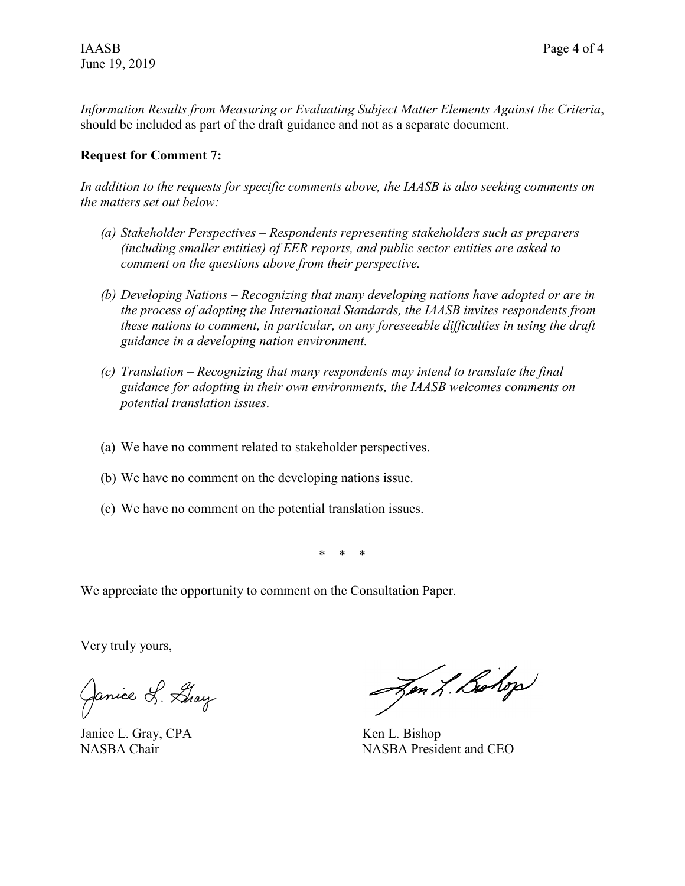*Information Results from Measuring or Evaluating Subject Matter Elements Against the Criteria*, should be included as part of the draft guidance and not as a separate document.

**Request for Comment 7:**

*In addition to the requests for specific comments above, the IAASB is also seeking comments on the matters set out below:*

- *(a) Stakeholder Perspectives – Respondents representing stakeholders such as preparers (including smaller entities) of EER reports, and public sector entities are asked to comment on the questions above from their perspective.*
- *(b) Developing Nations – Recognizing that many developing nations have adopted or are in the process of adopting the International Standards, the IAASB invites respondents from these nations to comment, in particular, on any foreseeable difficulties in using the draft guidance in a developing nation environment.*
- *(c) Translation – Recognizing that many respondents may intend to translate the final guidance for adopting in their own environments, the IAASB welcomes comments on potential translation issues.*

(a) We have no comment related to stakeholder perspectives.

(b) We have no comment on the developing nations issue.

(c) We have no comment on the potential translation issues.

\* \* \*

We appreciate the opportunity to comment on the Consultation Paper.

Very truly yours,

Janice L. Gray, CPA
NASBA Chair

Ken L. Bishop
NASBA President and CEO